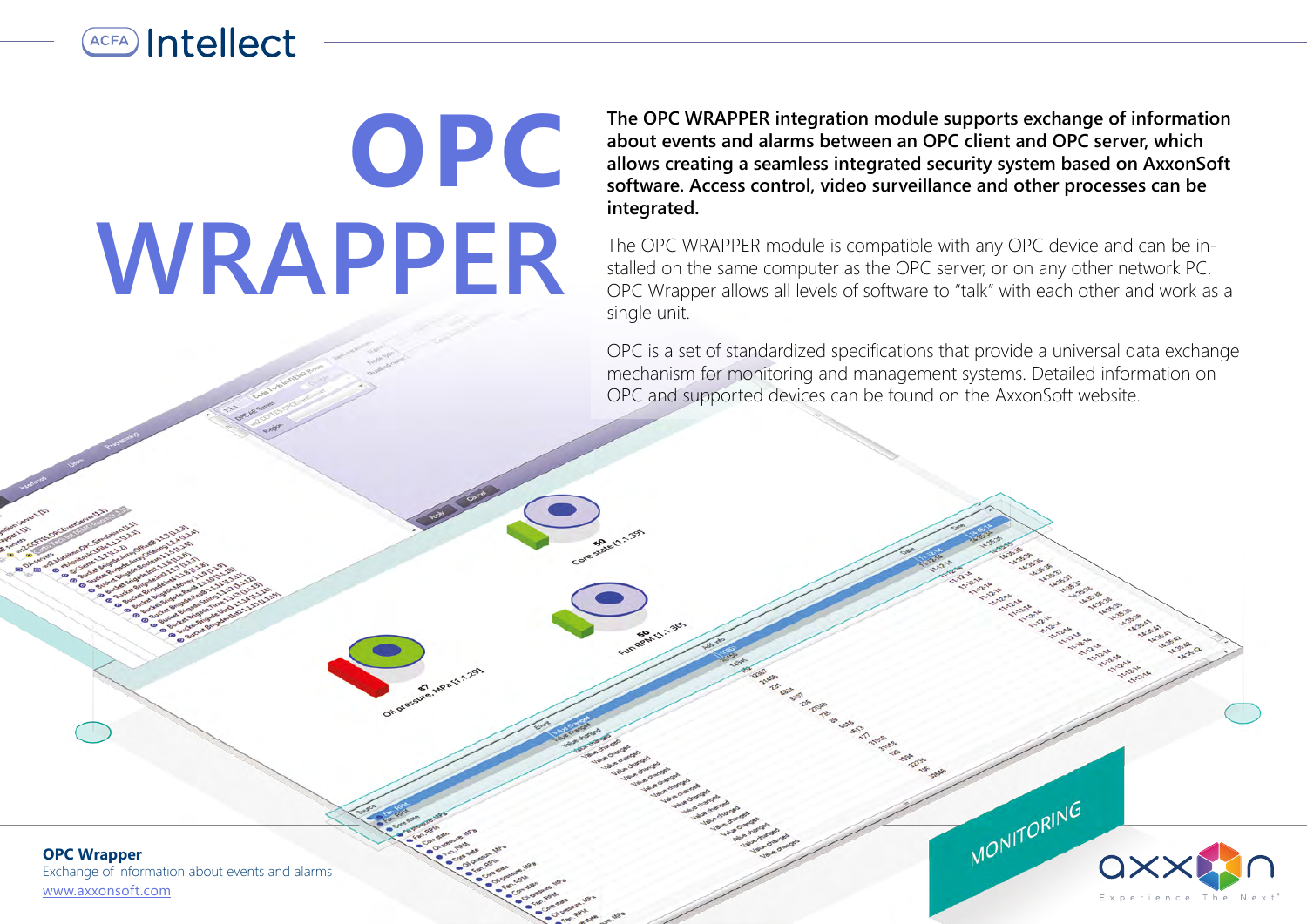# OPC WRAPPER

**The OPC WRAPPER integration module supports exchange of information about events and alarms between an OPC client and OPC server, which allows creating a seamless integrated security system based on AxxonSoft software. Access control, video surveillance and other processes can be integrated.**

The OPC WRAPPER module is compatible with any OPC device and can be installed on the same computer as the OPC server, or on any other network PC. OPC Wrapper allows all levels of software to “talk” with each other and work as a single unit.

OPC is a set of standardized specifications that provide a universal data exchange mechanism for monitoring and management systems. Detailed information on OPC and supported devices can be found on the AxxonSoft website.

MONITORING

**OPC Wrapper**
Exchange of information about events and alarms
www.axxonsoft.com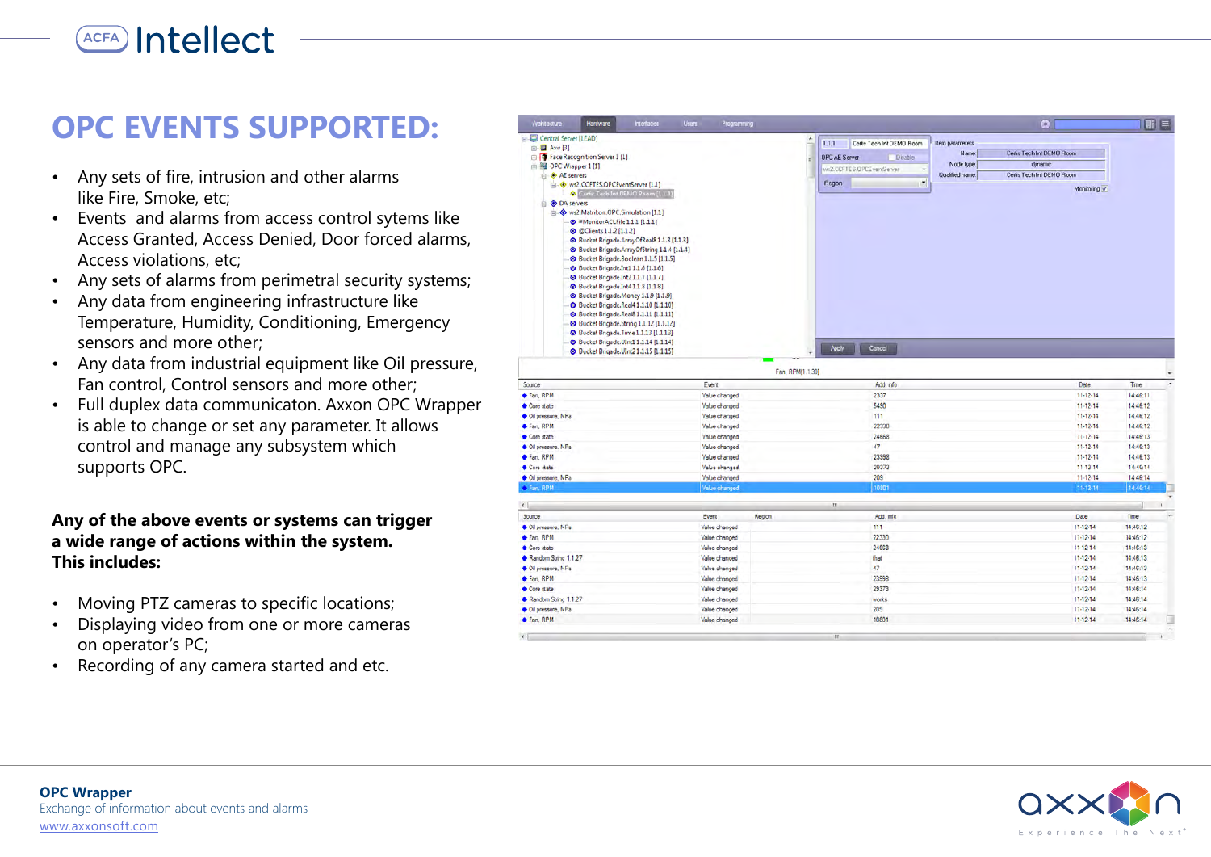# OPC EVENTS SUPPORTED:

- Any sets of fire, intrusion and other alarms like Fire, Smoke, etc;
- Events and alarms from access control sytems like Access Granted, Access Denied, Door forced alarms, Access violations, etc;
- Any sets of alarms from perimetral security systems;
- Any data from engineering infrastructure like Temperature, Humidity, Conditioning, Emergency sensors and more other;
- Any data from industrial equipment like Oil pressure, Fan control, Control sensors and more other;
- Full duplex data communicaton. Axxon OPC Wrapper is able to change or set any parameter. It allows control and manage any subsystem which supports OPC.

**Any of the above events or systems can trigger a wide range of actions within the system. This includes:**

- Moving PTZ cameras to specific locations;
- Displaying video from one or more cameras on operator's PC;
- Recording of any camera started and etc.

**OPC Wrapper**
Exchange of information about events and alarms
www.axxonsoft.com